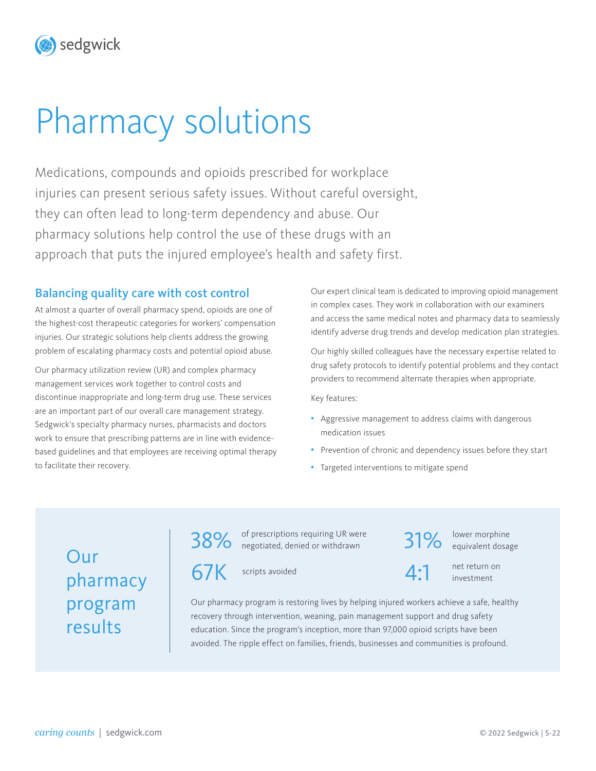# Pharmacy solutions

Medications, compounds and opioids prescribed for workplace injuries can present serious safety issues. Without careful oversight, they can often lead to long-term dependency and abuse. Our pharmacy solutions help control the use of these drugs with an approach that puts the injured employee's health and safety first.

## Balancing quality care with cost control

At almost a quarter of overall pharmacy spend, opioids are one of the highest-cost therapeutic categories for workers' compensation injuries. Our strategic solutions help clients address the growing problem of escalating pharmacy costs and potential opioid abuse.

Our pharmacy utilization review (UR) and complex pharmacy management services work together to control costs and discontinue inappropriate and long-term drug use. These services are an important part of our overall care management strategy. Sedgwick's specialty pharmacy nurses, pharmacists and doctors work to ensure that prescribing patterns are in line with evidence-based guidelines and that employees are receiving optimal therapy to facilitate their recovery.

Our expert clinical team is dedicated to improving opioid management in complex cases. They work in collaboration with our examiners and access the same medical notes and pharmacy data to seamlessly identify adverse drug trends and develop medication plan strategies.

Our highly skilled colleagues have the necessary expertise related to drug safety protocols to identify potential problems and they contact providers to recommend alternate therapies when appropriate.

Key features:

- Aggressive management to address claims with dangerous medication issues
- Prevention of chronic and dependency issues before they start
- Targeted interventions to mitigate spend

## Our pharmacy program results

**38%** of prescriptions requiring UR were negotiated, denied or withdrawn

**31%** lower morphine equivalent dosage

**67K** scripts avoided

**4:1** net return on investment

Our pharmacy program is restoring lives by helping injured workers achieve a safe, healthy recovery through intervention, weaning, pain management support and drug safety education. Since the program's inception, more than 97,000 opioid scripts have been avoided. The ripple effect on families, friends, businesses and communities is profound.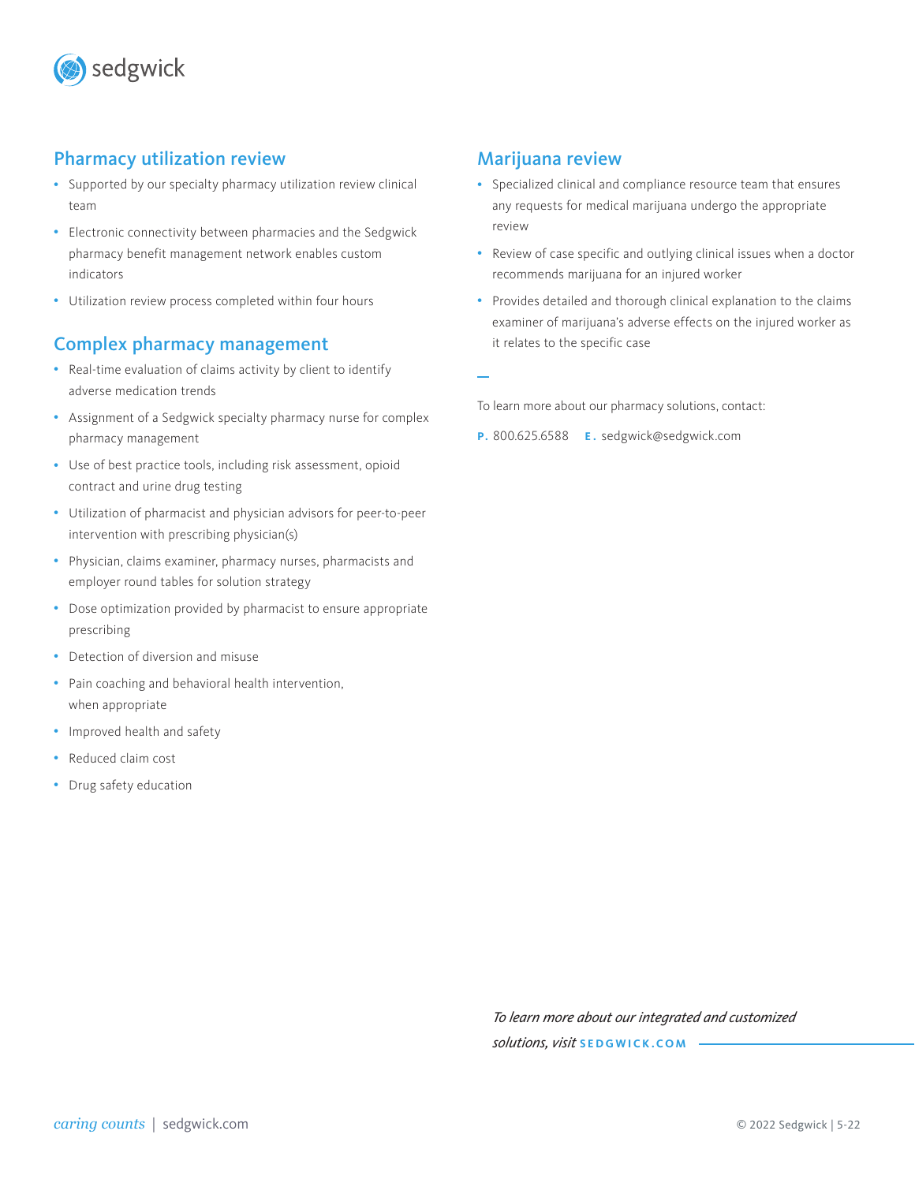## Pharmacy utilization review

- Supported by our specialty pharmacy utilization review clinical team
- Electronic connectivity between pharmacies and the Sedgwick pharmacy benefit management network enables custom indicators
- Utilization review process completed within four hours

## Complex pharmacy management

- Real-time evaluation of claims activity by client to identify adverse medication trends
- Assignment of a Sedgwick specialty pharmacy nurse for complex pharmacy management
- Use of best practice tools, including risk assessment, opioid contract and urine drug testing
- Utilization of pharmacist and physician advisors for peer-to-peer intervention with prescribing physician(s)
- Physician, claims examiner, pharmacy nurses, pharmacists and employer round tables for solution strategy
- Dose optimization provided by pharmacist to ensure appropriate prescribing
- Detection of diversion and misuse
- Pain coaching and behavioral health intervention, when appropriate
- Improved health and safety
- Reduced claim cost
- Drug safety education

## Marijuana review

- Specialized clinical and compliance resource team that ensures any requests for medical marijuana undergo the appropriate review
- Review of case specific and outlying clinical issues when a doctor recommends marijuana for an injured worker
- Provides detailed and thorough clinical explanation to the claims examiner of marijuana's adverse effects on the injured worker as it relates to the specific case

To learn more about our pharmacy solutions, contact:

**P.** 800.625.6588 **E.** sedgwick@sedgwick.com

*To learn more about our integrated and customized solutions, visit* **SEDGWICK.COM**

*caring counts* | sedgwick.com

© 2022 Sedgwick | 5-22